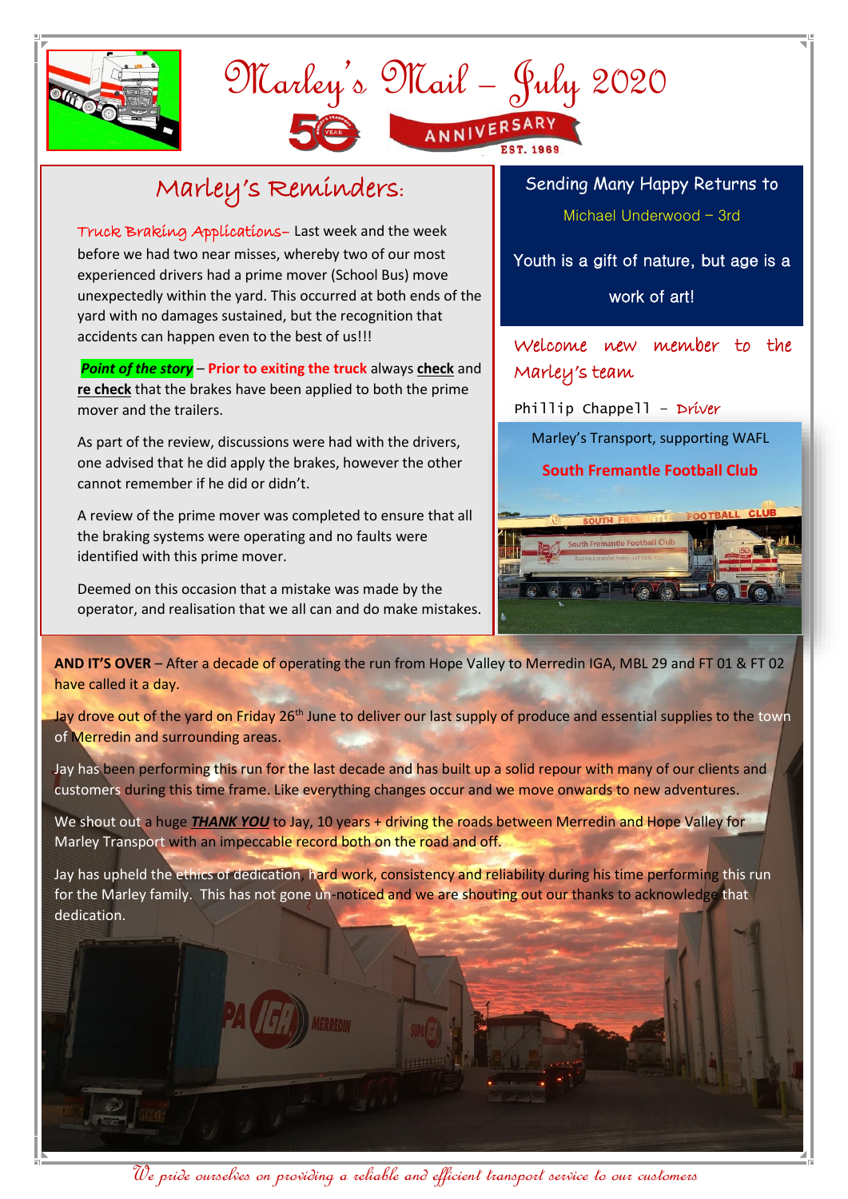# Marley's Mail – July 2020

50 YEAR ANNIVERSARY EST. 1969

## Marley's Reminders:

Truck Braking Applications– Last week and the week before we had two near misses, whereby two of our most experienced drivers had a prime mover (School Bus) move unexpectedly within the yard. This occurred at both ends of the yard with no damages sustained, but the recognition that accidents can happen even to the best of us!!!

***Point of the story*** – **Prior to exiting the truck** always **check** and **re check** that the brakes have been applied to both the prime mover and the trailers.

As part of the review, discussions were had with the drivers, one advised that he did apply the brakes, however the other cannot remember if he did or didn't.

A review of the prime mover was completed to ensure that all the braking systems were operating and no faults were identified with this prime mover.

Deemed on this occasion that a mistake was made by the operator, and realisation that we all can and do make mistakes.

## Sending Many Happy Returns to

Michael Underwood – 3rd

Youth is a gift of nature, but age is a work of art!

## Welcome new member to the Marley's team

Phillip Chappell – Driver

Marley's Transport, supporting WAFL

**South Fremantle Football Club**

**AND IT'S OVER** – After a decade of operating the run from Hope Valley to Merredin IGA, MBL 29 and FT 01 & FT 02 have called it a day.

Jay drove out of the yard on Friday 26th June to deliver our last supply of produce and essential supplies to the town of Merredin and surrounding areas.

Jay has been performing this run for the last decade and has built up a solid repour with many of our clients and customers during this time frame. Like everything changes occur and we move onwards to new adventures.

We shout out a huge ***THANK YOU*** to Jay, 10 years + driving the roads between Merredin and Hope Valley for Marley Transport with an impeccable record both on the road and off.

Jay has upheld the ethics of dedication, hard work, consistency and reliability during his time performing this run for the Marley family. This has not gone un-noticed and we are shouting out our thanks to acknowledge that dedication.

*We pride ourselves on providing a reliable and efficient transport service to our customers*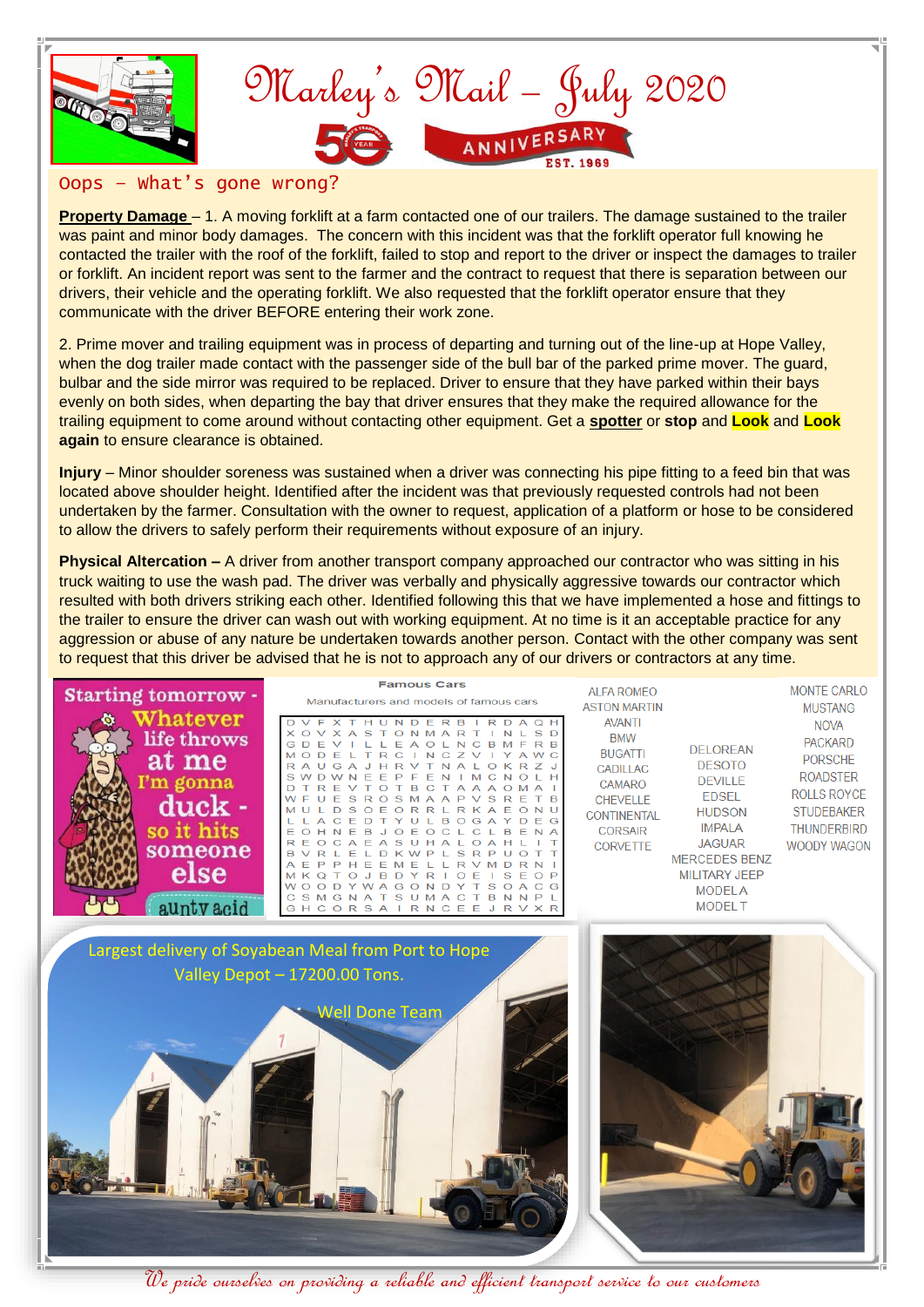# Marley's Mail – July 2020

50 YEAR ANNIVERSARY EST. 1969

## Oops – What's gone wrong?

**Property Damage** – 1. A moving forklift at a farm contacted one of our trailers. The damage sustained to the trailer was paint and minor body damages. The concern with this incident was that the forklift operator full knowing he contacted the trailer with the roof of the forklift, failed to stop and report to the driver or inspect the damages to trailer or forklift. An incident report was sent to the farmer and the contract to request that there is separation between our drivers, their vehicle and the operating forklift. We also requested that the forklift operator ensure that they communicate with the driver BEFORE entering their work zone.

2. Prime mover and trailing equipment was in process of departing and turning out of the line-up at Hope Valley, when the dog trailer made contact with the passenger side of the bull bar of the parked prime mover. The guard, bulbar and the side mirror was required to be replaced. Driver to ensure that they have parked within their bays evenly on both sides, when departing the bay that driver ensures that they make the required allowance for the trailing equipment to come around without contacting other equipment. Get a **spotter** or **stop** and **Look** and **Look again** to ensure clearance is obtained.

**Injury** – Minor shoulder soreness was sustained when a driver was connecting his pipe fitting to a feed bin that was located above shoulder height. Identified after the incident was that previously requested controls had not been undertaken by the farmer. Consultation with the owner to request, application of a platform or hose to be considered to allow the drivers to safely perform their requirements without exposure of an injury.

**Physical Altercation –** A driver from another transport company approached our contractor who was sitting in his truck waiting to use the wash pad. The driver was verbally and physically aggressive towards our contractor which resulted with both drivers striking each other. Identified following this that we have implemented a hose and fittings to the trailer to ensure the driver can wash out with working equipment. At no time is it an acceptable practice for any aggression or abuse of any nature be undertaken towards another person. Contact with the other company was sent to request that this driver be advised that he is not to approach any of our drivers or contractors at any time.

Starting tomorrow - Whatever life throws at me I'm gonna duck - so it hits someone else

auntyacid

**Famous Cars**

Manufacturers and models of famous cars

```
D V F X T H U N D E R B I R D A Q H
X O V X A S T O N M A R T I N L S D
G D E V I L L E A O L N C B M F R B
M O D E L T R C I N C Z V I Y A W C
R A U G A J H R V T N A L O K R Z J
S W D W N E E P F E N I M C N O L H
D T R E V T O T B C T A A A O M A I
W F U E S R O S M A A P V S R E T B
M U L D S O E O R R L R K A E O N U
L L A C E D T Y U L B O G A Y D E G
E O H N E B J O E O C L C L B E N A
R E O C A E A S U H A L O A H L I T
B V R L E L D K W P L S R P U O T T
A E P P H E E M E L L R V M D R N I
M K Q T O J B D Y R I O E I S E O P
W O O D Y W A G O N D Y T S O A C G
C S M G N A T S U M A C T B N N P L
G H C O R S A I R N C E E J R V X R
```

ALFA ROMEO
ASTON MARTIN
AVANTI
BMW
BUGATTI
CADILLAC
CAMARO
CHEVELLE
CONTINENTAL
CORSAIR
CORVETTE
DELOREAN
DESOTO
DEVILLE
EDSEL
HUDSON
IMPALA
JAGUAR
MERCEDES BENZ
MILITARY JEEP
MODEL A
MODEL T
MONTE CARLO
MUSTANG
NOVA
PACKARD
PORSCHE
ROADSTER
ROLLS ROYCE
STUDEBAKER
THUNDERBIRD
WOODY WAGON

Largest delivery of Soyabean Meal from Port to Hope Valley Depot – 17200.00 Tons.

Well Done Team

*We pride ourselves on providing a reliable and efficient transport service to our customers*